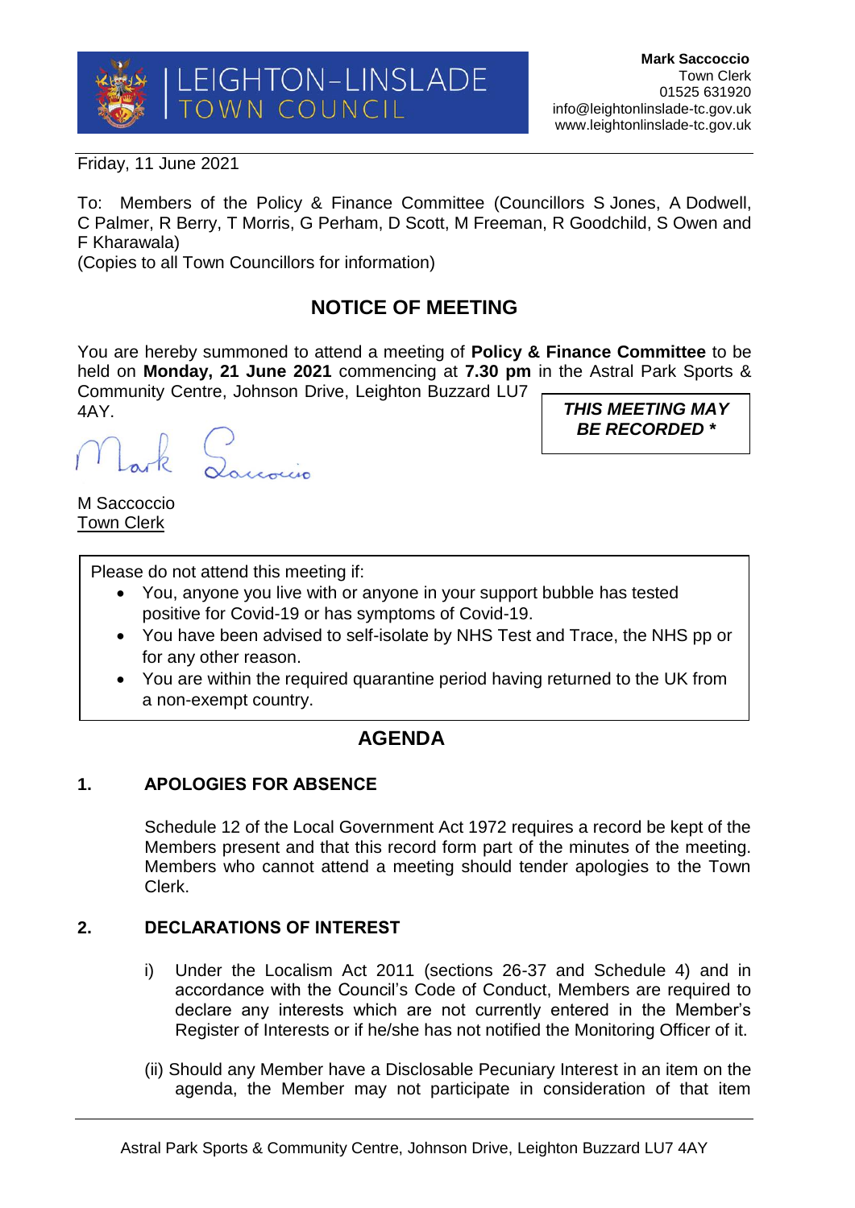LEIGHTON-LINSLADE TOWN COUNCIL

**Mark Saccoccio**
Town Clerk
01525 631920
info@leightonlinslade-tc.gov.uk
www.leightonlinslade-tc.gov.uk

Friday, 11 June 2021

To: Members of the Policy & Finance Committee (Councillors S Jones, A Dodwell, C Palmer, R Berry, T Morris, G Perham, D Scott, M Freeman, R Goodchild, S Owen and F Kharawala)
(Copies to all Town Councillors for information)

## NOTICE OF MEETING

You are hereby summoned to attend a meeting of **Policy & Finance Committee** to be held on **Monday, 21 June 2021** commencing at **7.30 pm** in the Astral Park Sports & Community Centre, Johnson Drive, Leighton Buzzard LU7 4AY.

***THIS MEETING MAY BE RECORDED \****

M Saccoccio
Town Clerk

Please do not attend this meeting if:

- You, anyone you live with or anyone in your support bubble has tested positive for Covid-19 or has symptoms of Covid-19.
- You have been advised to self-isolate by NHS Test and Trace, the NHS pp or for any other reason.
- You are within the required quarantine period having returned to the UK from a non-exempt country.

## AGENDA

### 1. APOLOGIES FOR ABSENCE

Schedule 12 of the Local Government Act 1972 requires a record be kept of the Members present and that this record form part of the minutes of the meeting. Members who cannot attend a meeting should tender apologies to the Town Clerk.

### 2. DECLARATIONS OF INTEREST

i) Under the Localism Act 2011 (sections 26-37 and Schedule 4) and in accordance with the Council's Code of Conduct, Members are required to declare any interests which are not currently entered in the Member's Register of Interests or if he/she has not notified the Monitoring Officer of it.

(ii) Should any Member have a Disclosable Pecuniary Interest in an item on the agenda, the Member may not participate in consideration of that item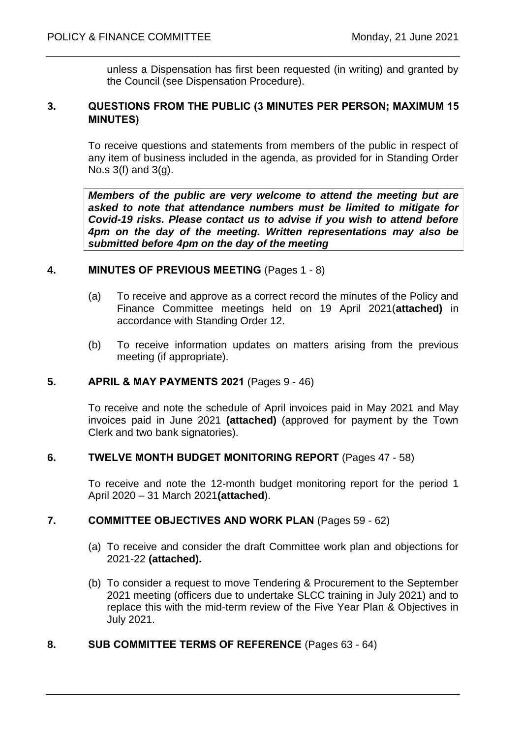unless a Dispensation has first been requested (in writing) and granted by the Council (see Dispensation Procedure).

## 3. QUESTIONS FROM THE PUBLIC (3 MINUTES PER PERSON; MAXIMUM 15 MINUTES)

To receive questions and statements from members of the public in respect of any item of business included in the agenda, as provided for in Standing Order No.s 3(f) and 3(g).

***Members of the public are very welcome to attend the meeting but are asked to note that attendance numbers must be limited to mitigate for Covid-19 risks. Please contact us to advise if you wish to attend before 4pm on the day of the meeting. Written representations may also be submitted before 4pm on the day of the meeting***

## 4. MINUTES OF PREVIOUS MEETING (Pages 1 - 8)

(a) To receive and approve as a correct record the minutes of the Policy and Finance Committee meetings held on 19 April 2021(**attached)** in accordance with Standing Order 12.

(b) To receive information updates on matters arising from the previous meeting (if appropriate).

## 5. APRIL & MAY PAYMENTS 2021 (Pages 9 - 46)

To receive and note the schedule of April invoices paid in May 2021 and May invoices paid in June 2021 **(attached)** (approved for payment by the Town Clerk and two bank signatories).

## 6. TWELVE MONTH BUDGET MONITORING REPORT (Pages 47 - 58)

To receive and note the 12-month budget monitoring report for the period 1 April 2020 – 31 March 2021**(attached**).

## 7. COMMITTEE OBJECTIVES AND WORK PLAN (Pages 59 - 62)

(a) To receive and consider the draft Committee work plan and objections for 2021-22 **(attached).**

(b) To consider a request to move Tendering & Procurement to the September 2021 meeting (officers due to undertake SLCC training in July 2021) and to replace this with the mid-term review of the Five Year Plan & Objectives in July 2021.

## 8. SUB COMMITTEE TERMS OF REFERENCE (Pages 63 - 64)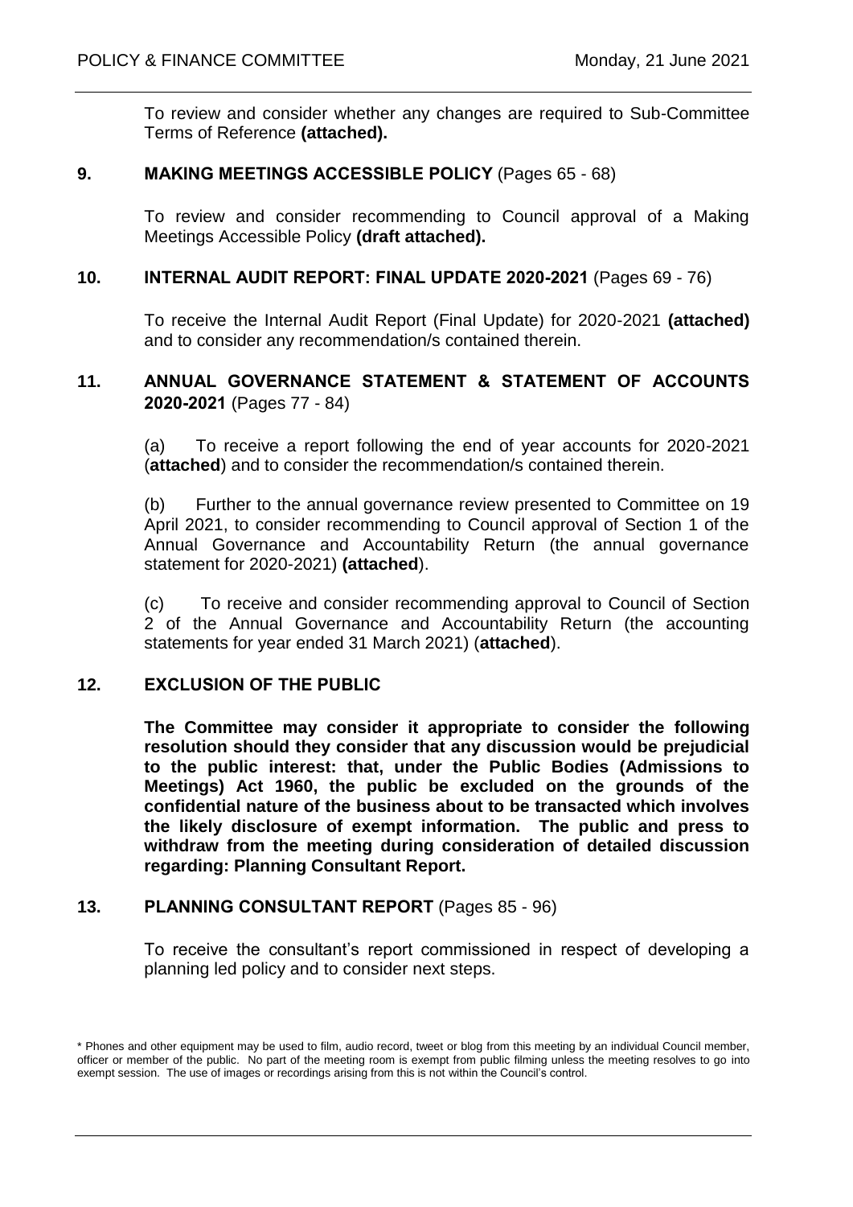To review and consider whether any changes are required to Sub-Committee Terms of Reference **(attached).**

**9. MAKING MEETINGS ACCESSIBLE POLICY** (Pages 65 - 68)

To review and consider recommending to Council approval of a Making Meetings Accessible Policy **(draft attached).**

**10. INTERNAL AUDIT REPORT: FINAL UPDATE 2020-2021** (Pages 69 - 76)

To receive the Internal Audit Report (Final Update) for 2020-2021 **(attached)** and to consider any recommendation/s contained therein.

**11. ANNUAL GOVERNANCE STATEMENT & STATEMENT OF ACCOUNTS 2020-2021** (Pages 77 - 84)

(a) To receive a report following the end of year accounts for 2020-2021 (**attached**) and to consider the recommendation/s contained therein.

(b) Further to the annual governance review presented to Committee on 19 April 2021, to consider recommending to Council approval of Section 1 of the Annual Governance and Accountability Return (the annual governance statement for 2020-2021) **(attached)**.

(c) To receive and consider recommending approval to Council of Section 2 of the Annual Governance and Accountability Return (the accounting statements for year ended 31 March 2021) (**attached**).

**12. EXCLUSION OF THE PUBLIC**

**The Committee may consider it appropriate to consider the following resolution should they consider that any discussion would be prejudicial to the public interest: that, under the Public Bodies (Admissions to Meetings) Act 1960, the public be excluded on the grounds of the confidential nature of the business about to be transacted which involves the likely disclosure of exempt information. The public and press to withdraw from the meeting during consideration of detailed discussion regarding: Planning Consultant Report.**

**13. PLANNING CONSULTANT REPORT** (Pages 85 - 96)

To receive the consultant's report commissioned in respect of developing a planning led policy and to consider next steps.

\* Phones and other equipment may be used to film, audio record, tweet or blog from this meeting by an individual Council member, officer or member of the public. No part of the meeting room is exempt from public filming unless the meeting resolves to go into exempt session. The use of images or recordings arising from this is not within the Council's control.